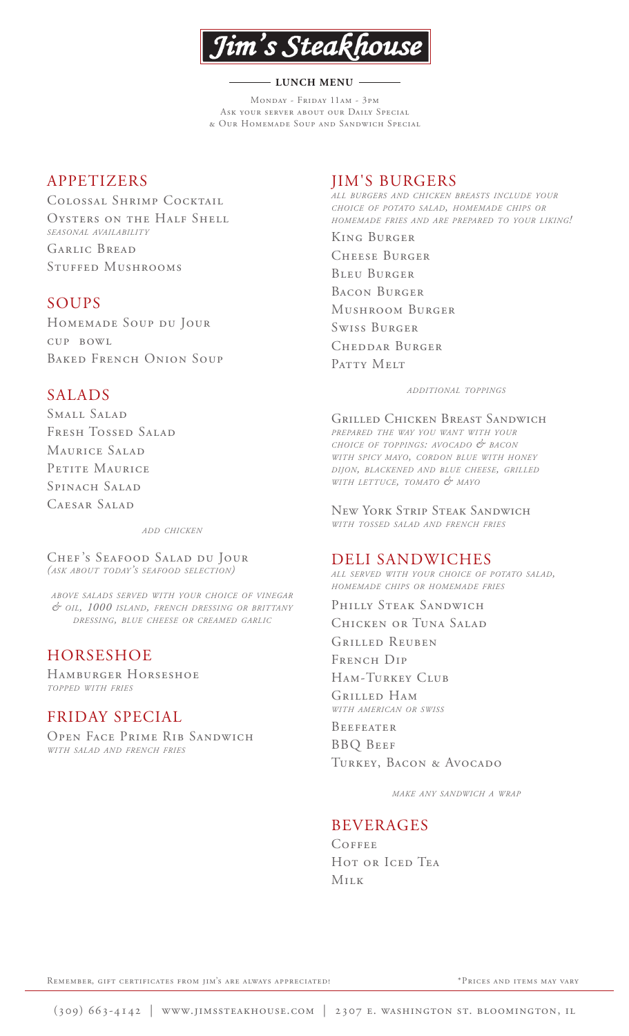# Jim's Steakhouse

**LUNCH MENU**

Monday - Friday 11am - 3pm
Ask your server about our Daily Special
& Our Homemade Soup and Sandwich Special

## APPETIZERS

Colossal Shrimp Cocktail

Oysters on the Half Shell
*seasonal availability*

Garlic Bread

Stuffed Mushrooms

## SOUPS

Homemade Soup du Jour
cup bowl

Baked French Onion Soup

## SALADS

Small Salad

Fresh Tossed Salad

Maurice Salad

Petite Maurice

Spinach Salad

Caesar Salad

*add chicken*

Chef's Seafood Salad du Jour
*(ask about today's seafood selection)*

*above salads served with your choice of vinegar & oil, 1000 island, french dressing or brittany dressing, blue cheese or creamed garlic*

## HORSESHOE

Hamburger Horseshoe
*topped with fries*

## FRIDAY SPECIAL

Open Face Prime Rib Sandwich
*with salad and french fries*

## JIM'S BURGERS

*all burgers and chicken breasts include your choice of potato salad, homemade chips or homemade fries and are prepared to your liking!*

King Burger

Cheese Burger

Bleu Burger

Bacon Burger

Mushroom Burger

Swiss Burger

Cheddar Burger

Patty Melt

*additional toppings*

Grilled Chicken Breast Sandwich
*prepared the way you want with your choice of toppings: avocado & bacon with spicy mayo, cordon blue with honey dijon, blackened and blue cheese, grilled with lettuce, tomato & mayo*

New York Strip Steak Sandwich
*with tossed salad and french fries*

## DELI SANDWICHES

*all served with your choice of potato salad, homemade chips or homemade fries*

Philly Steak Sandwich

Chicken or Tuna Salad

Grilled Reuben

French Dip

Ham-Turkey Club

Grilled Ham
*with american or swiss*

Beefeater

BBQ Beef

Turkey, Bacon & Avocado

*make any sandwich a wrap*

## BEVERAGES

Coffee

Hot or Iced Tea

Milk

Remember, gift certificates from Jim's are always appreciated!

*Prices and items may vary

(309) 663-4142 | www.jimssteakhouse.com | 2307 E. Washington St. Bloomington, IL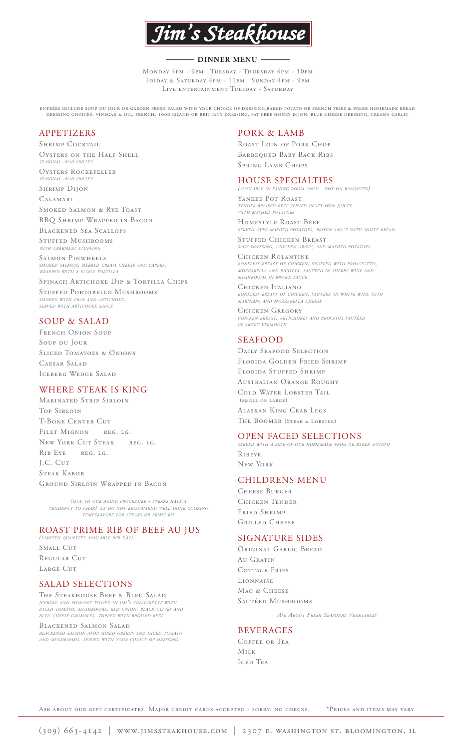# Jim's Steakhouse

## DINNER MENU

Monday 4pm - 9pm | Tuesday - Thursday 4pm - 10pm
Friday & Saturday 4pm - 11pm | Sunday 4pm - 9pm
Live entertainment Tuesday - Saturday

Entrées include soup du jour or garden fresh salad with your choice of dressing,baked potato or french fries & fresh homemade bread
Dressing choices: vinegar & oil, french, 1000 island or brittany dressing, fat free honey dijon, blue cheese dressing, creamy garlic

## APPETIZERS

Shrimp Cocktail

Oysters on the Half Shell
*seasonal availability*

Oysters Rockefeller
*seasonal availability*

Shrimp Dijon

Calamari

Smoked Salmon & Rye Toast

BBQ Shrimp Wrapped in Bacon

Blackened Sea Scallops

Stuffed Mushrooms
*with crabmeat stuffing*

Salmon Pinwheels
*smoked salmon, herbed cream cheese and capers, wrapped with a flour tortilla*

Spinach Artichoke Dip & Tortilla Chips

Stuffed Portobello Mushrooms
*smoked with crab and artichoke, served with artichoke sauce*

## SOUP & SALAD

French Onion Soup

Soup du Jour

Sliced Tomatoes & Onions

Caesar Salad

Iceberg Wedge Salad

## WHERE STEAK IS KING

Marinated Strip Sirloin

Top Sirloin

T-Bone Center Cut

Filet Mignon reg. lg.

New York Cut Steak reg. lg.

Rib Eye reg. lg.

J.C. Cut

Steak Kabob

Ground Sirloin Wrapped in Bacon

*(due to our aging procedure - steaks have a tendency to char) we do not recommend well done cooking temperature for steaks or prime rib*

## ROAST PRIME RIB OF BEEF AU JUS

*(limited quantity available per day)*

Small Cut

Regular Cut

Large Cut

## SALAD SELECTIONS

The Steakhouse Beef & Bleu Salad
*iceberg and romaine tossed in Jim's vinaigrette with diced tomato, mushrooms, red onion, black olives and bleu cheese crumbles. topped with broiled beef.*

Blackened Salmon Salad
*blackened salmon atop mixed greens and diced tomato and mushrooms. served with your choice of dressing.*

## PORK & LAMB

Roast Loin of Pork Chop

Barbequed Baby Back Ribs

Spring Lamb Chops

## HOUSE SPECIALTIES

*(available in dining room only - not on banquets)*

Yankee Pot Roast
*tender braised beef served in its own juices with mashed potatoes*

Homestyle Roast Beef
*served over mashed potatoes, brown sauce with white bread*

Stuffed Chicken Breast
*sage dressing, chicken gravy, and mashed potatoes*

Chicken Rolantine
*boneless breast of chicken, stuffed with prosciutto, mozzarella and ricotta. sautéed in sherry wine and mushrooms in brown sauce*

Chicken Italiano
*boneless breast of chicken, sautéed in white wine with marinara and mozzarella cheese*

Chicken Gregory
*chicken breast, artichokes and broccoli sautéed in sweet vermouth*

## SEAFOOD

Daily Seafood Selection

Florida Golden Fried Shrimp

Florida Stuffed Shrimp

Australian Orange Roughy

Cold Water Lobster Tail
(small or large)

Alaskan King Crab Legs

The Boomer (Steak & Lobster)

## OPEN FACED SELECTIONS

*served with a side of our homemade fries or baked potato*

Ribeye

New York

## CHILDRENS MENU

Cheese Burger

Chicken Tender

Fried Shrimp

Grilled Cheese

## SIGNATURE SIDES

Original Garlic Bread

Au Gratin

Cottage Fries

Lionnaise

Mac & Cheese

Sautéed Mushrooms

*Ask About Fresh Seasonal Vegetables*

## BEVERAGES

Coffee or Tea

Milk

Iced Tea

Ask about our gift certificates. Major credit cards accepted - sorry, no checks. *Prices and items may vary

(309) 663-4142 | www.jimssteakhouse.com | 2307 E. Washington St. Bloomington, IL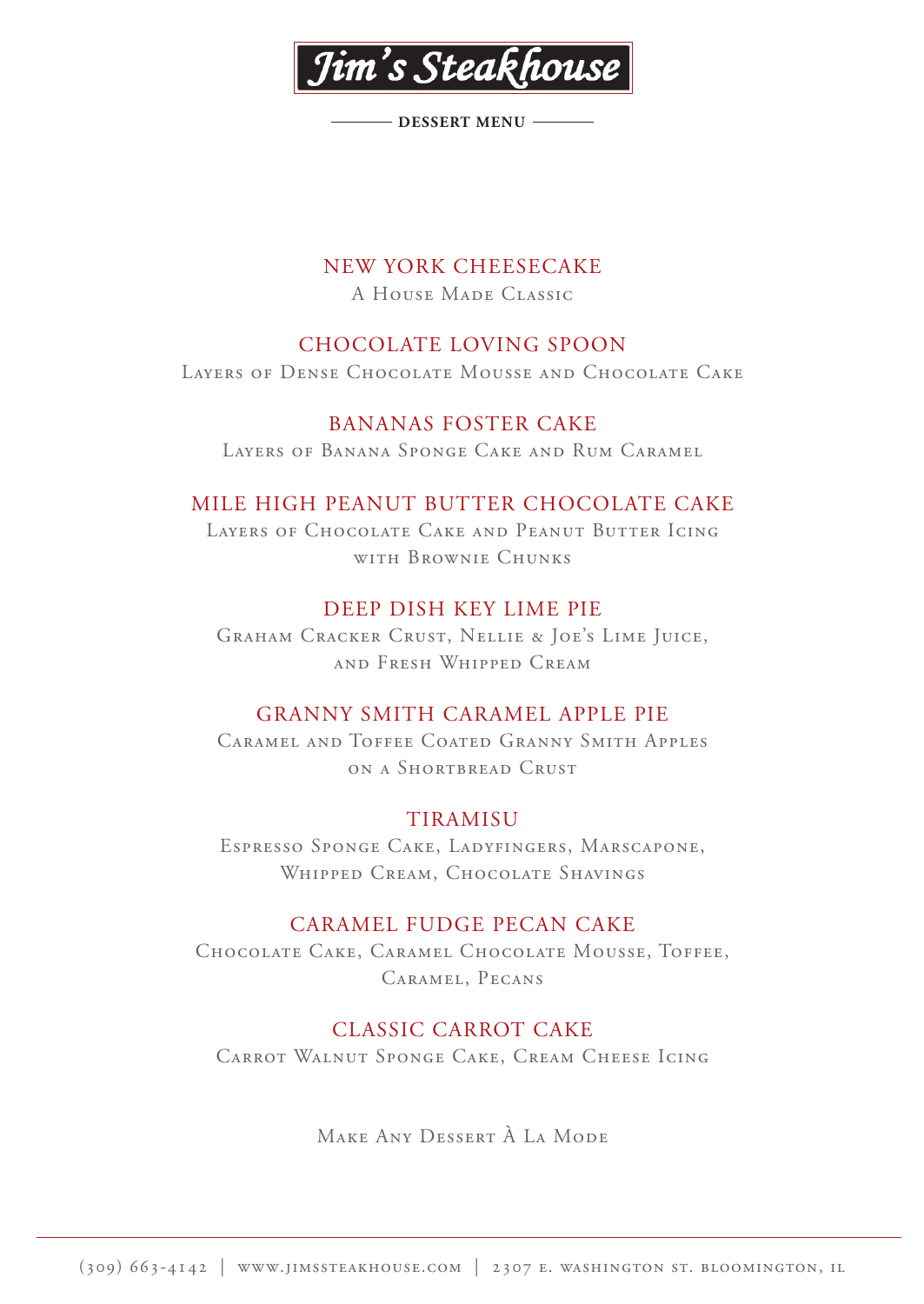# Jim's Steakhouse

**DESSERT MENU**

## NEW YORK CHEESECAKE

A House Made Classic

## CHOCOLATE LOVING SPOON

Layers of Dense Chocolate Mousse and Chocolate Cake

## BANANAS FOSTER CAKE

Layers of Banana Sponge Cake and Rum Caramel

## MILE HIGH PEANUT BUTTER CHOCOLATE CAKE

Layers of Chocolate Cake and Peanut Butter Icing with Brownie Chunks

## DEEP DISH KEY LIME PIE

Graham Cracker Crust, Nellie & Joe's Lime Juice, and Fresh Whipped Cream

## GRANNY SMITH CARAMEL APPLE PIE

Caramel and Toffee Coated Granny Smith Apples on a Shortbread Crust

## TIRAMISU

Espresso Sponge Cake, Ladyfingers, Marscapone, Whipped Cream, Chocolate Shavings

## CARAMEL FUDGE PECAN CAKE

Chocolate Cake, Caramel Chocolate Mousse, Toffee, Caramel, Pecans

## CLASSIC CARROT CAKE

Carrot Walnut Sponge Cake, Cream Cheese Icing

Make Any Dessert À La Mode

(309) 663-4142 | www.jimssteakhouse.com | 2307 E. Washington St. Bloomington, IL